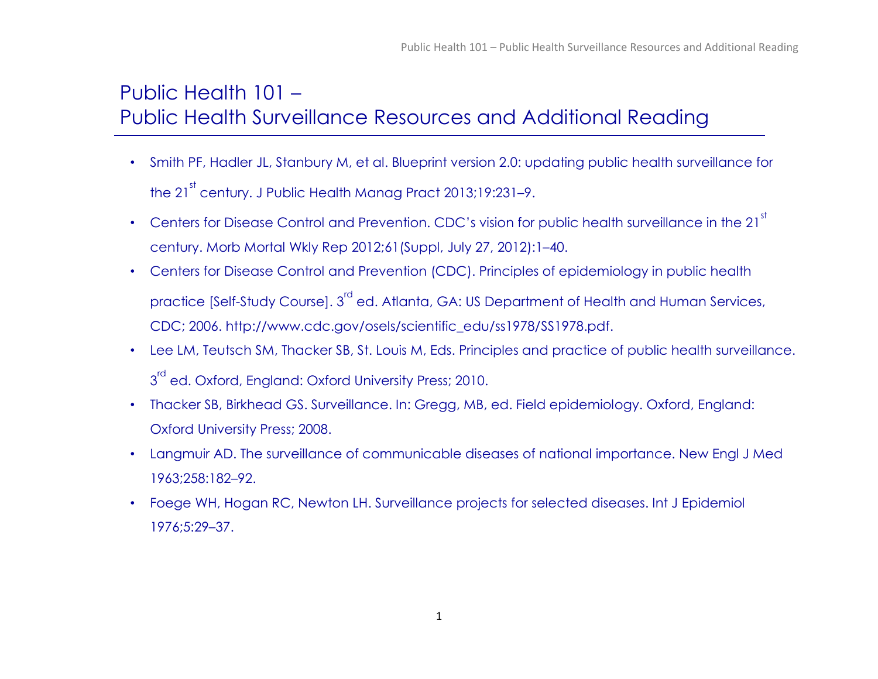# Public Health 101 – Public Health Surveillance Resources and Additional Reading

- Smith PF, Hadler JL, Stanbury M, et al. Blueprint version 2.0: updating public health surveillance for the 21st century. J Public Health Manag Pract 2013;19:231–9.
- Centers for Disease Control and Prevention. CDC's vision for public health surveillance in the 21st century. Morb Mortal Wkly Rep 2012;61(Suppl, July 27, 2012):1–40.
- Centers for Disease Control and Prevention (CDC). Principles of epidemiology in public health practice [Self-Study Course]. 3rd ed. Atlanta, GA: US Department of Health and Human Services, CDC; 2006. http://www.cdc.gov/osels/scientific_edu/ss1978/SS1978.pdf.
- Lee LM, Teutsch SM, Thacker SB, St. Louis M, Eds. Principles and practice of public health surveillance. 3rd ed. Oxford, England: Oxford University Press; 2010.
- Thacker SB, Birkhead GS. Surveillance. In: Gregg, MB, ed. Field epidemiology. Oxford, England: Oxford University Press; 2008.
- Langmuir AD. The surveillance of communicable diseases of national importance. New Engl J Med 1963;258:182–92.
- Foege WH, Hogan RC, Newton LH. Surveillance projects for selected diseases. Int J Epidemiol 1976;5:29–37.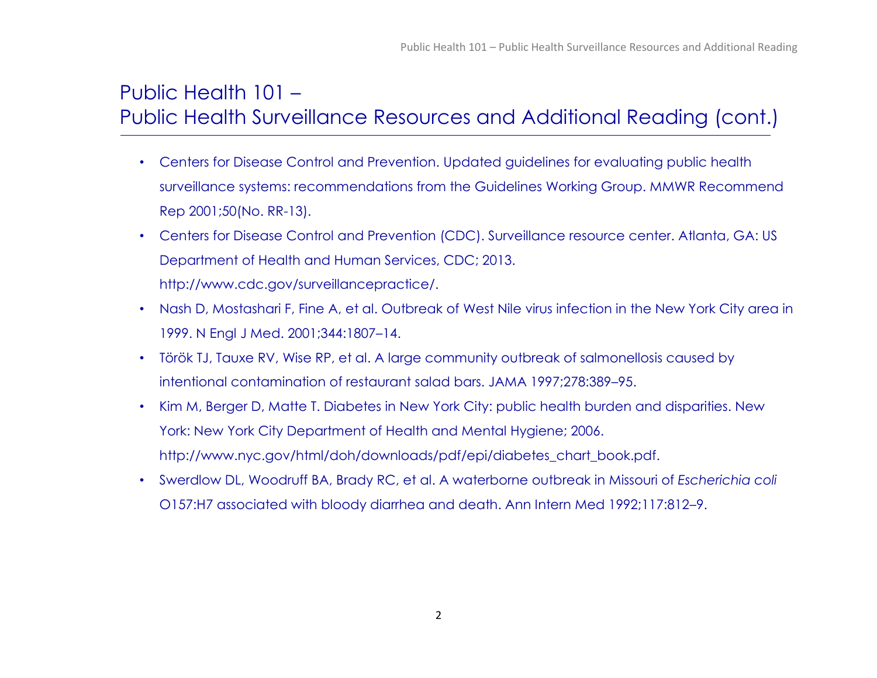# Public Health 101 – Public Health Surveillance Resources and Additional Reading (cont.)

- Centers for Disease Control and Prevention. Updated guidelines for evaluating public health surveillance systems: recommendations from the Guidelines Working Group. MMWR Recommend Rep 2001;50(No. RR-13).
- Centers for Disease Control and Prevention (CDC). Surveillance resource center. Atlanta, GA: US Department of Health and Human Services, CDC; 2013. http://www.cdc.gov/surveillancepractice/.
- Nash D, Mostashari F, Fine A, et al. Outbreak of West Nile virus infection in the New York City area in 1999. N Engl J Med. 2001;344:1807–14.
- Török TJ, Tauxe RV, Wise RP, et al. A large community outbreak of salmonellosis caused by intentional contamination of restaurant salad bars. JAMA 1997;278:389–95.
- Kim M, Berger D, Matte T. Diabetes in New York City: public health burden and disparities. New York: New York City Department of Health and Mental Hygiene; 2006. http://www.nyc.gov/html/doh/downloads/pdf/epi/diabetes_chart_book.pdf.
- Swerdlow DL, Woodruff BA, Brady RC, et al. A waterborne outbreak in Missouri of *Escherichia coli* O157:H7 associated with bloody diarrhea and death. Ann Intern Med 1992;117:812–9.